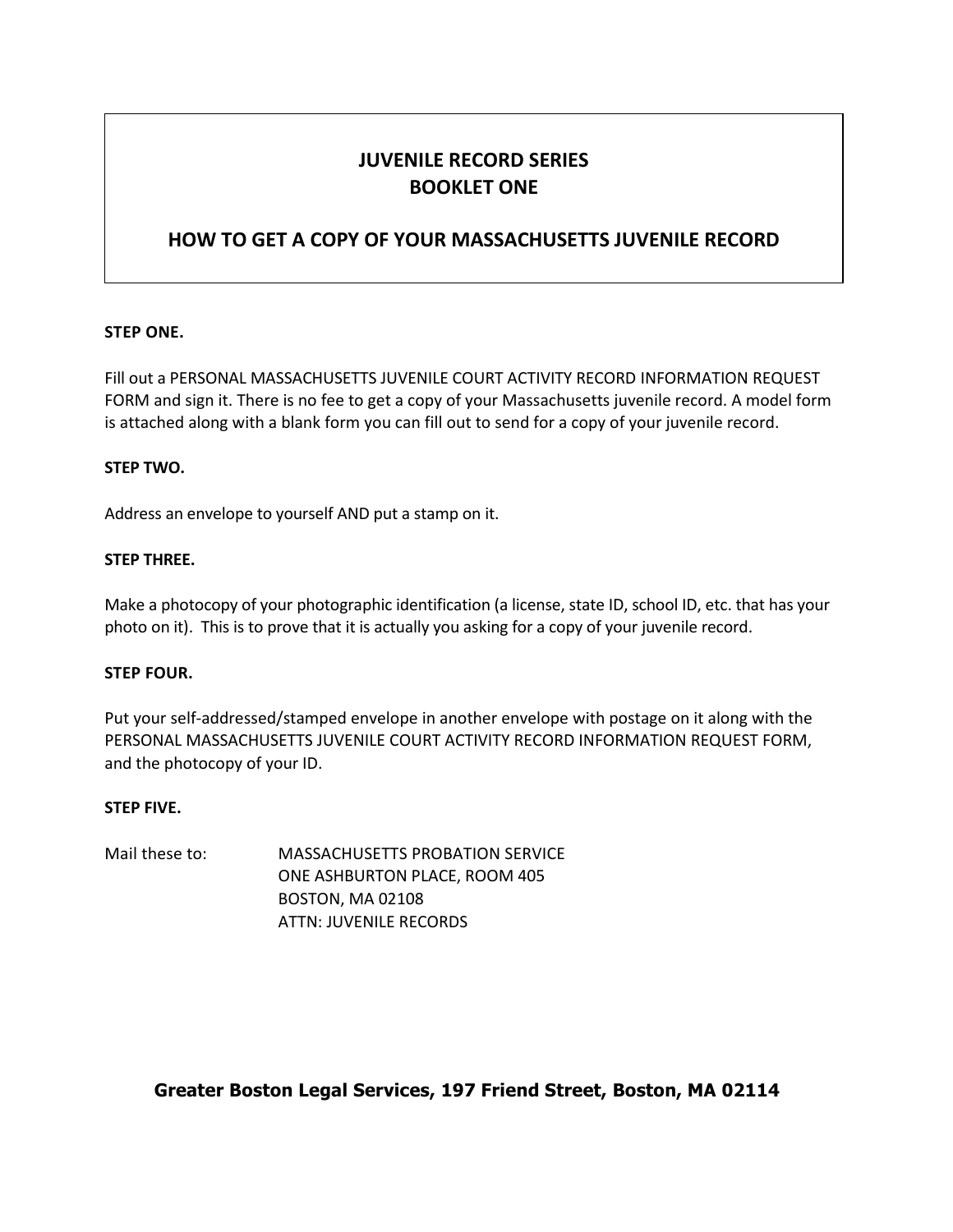# JUVENILE RECORD SERIES
# BOOKLET ONE

## HOW TO GET A COPY OF YOUR MASSACHUSETTS JUVENILE RECORD

**STEP ONE.**

Fill out a PERSONAL MASSACHUSETTS JUVENILE COURT ACTIVITY RECORD INFORMATION REQUEST FORM and sign it. There is no fee to get a copy of your Massachusetts juvenile record. A model form is attached along with a blank form you can fill out to send for a copy of your juvenile record.

**STEP TWO.**

Address an envelope to yourself AND put a stamp on it.

**STEP THREE.**

Make a photocopy of your photographic identification (a license, state ID, school ID, etc. that has your photo on it). This is to prove that it is actually you asking for a copy of your juvenile record.

**STEP FOUR.**

Put your self-addressed/stamped envelope in another envelope with postage on it along with the PERSONAL MASSACHUSETTS JUVENILE COURT ACTIVITY RECORD INFORMATION REQUEST FORM, and the photocopy of your ID.

**STEP FIVE.**

Mail these to:

MASSACHUSETTS PROBATION SERVICE
ONE ASHBURTON PLACE, ROOM 405
BOSTON, MA 02108
ATTN: JUVENILE RECORDS

**Greater Boston Legal Services, 197 Friend Street, Boston, MA 02114**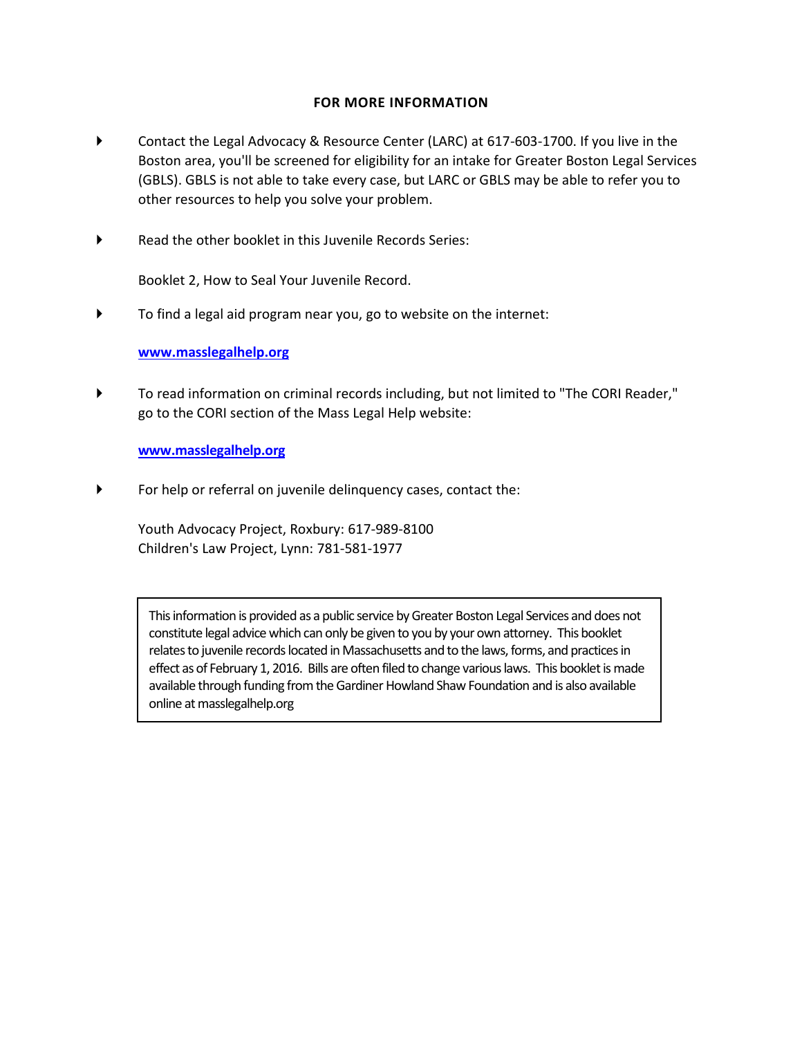## FOR MORE INFORMATION

- Contact the Legal Advocacy & Resource Center (LARC) at 617-603-1700. If you live in the Boston area, you'll be screened for eligibility for an intake for Greater Boston Legal Services (GBLS). GBLS is not able to take every case, but LARC or GBLS may be able to refer you to other resources to help you solve your problem.

- Read the other booklet in this Juvenile Records Series:

  Booklet 2, How to Seal Your Juvenile Record.

- To find a legal aid program near you, go to website on the internet:

  **www.masslegalhelp.org**

- To read information on criminal records including, but not limited to "The CORI Reader," go to the CORI section of the Mass Legal Help website:

  **www.masslegalhelp.org**

- For help or referral on juvenile delinquency cases, contact the:

  Youth Advocacy Project, Roxbury: 617-989-8100
  Children's Law Project, Lynn: 781-581-1977

> This information is provided as a public service by Greater Boston Legal Services and does not constitute legal advice which can only be given to you by your own attorney. This booklet relates to juvenile records located in Massachusetts and to the laws, forms, and practices in effect as of February 1, 2016. Bills are often filed to change various laws. This booklet is made available through funding from the Gardiner Howland Shaw Foundation and is also available online at masslegalhelp.org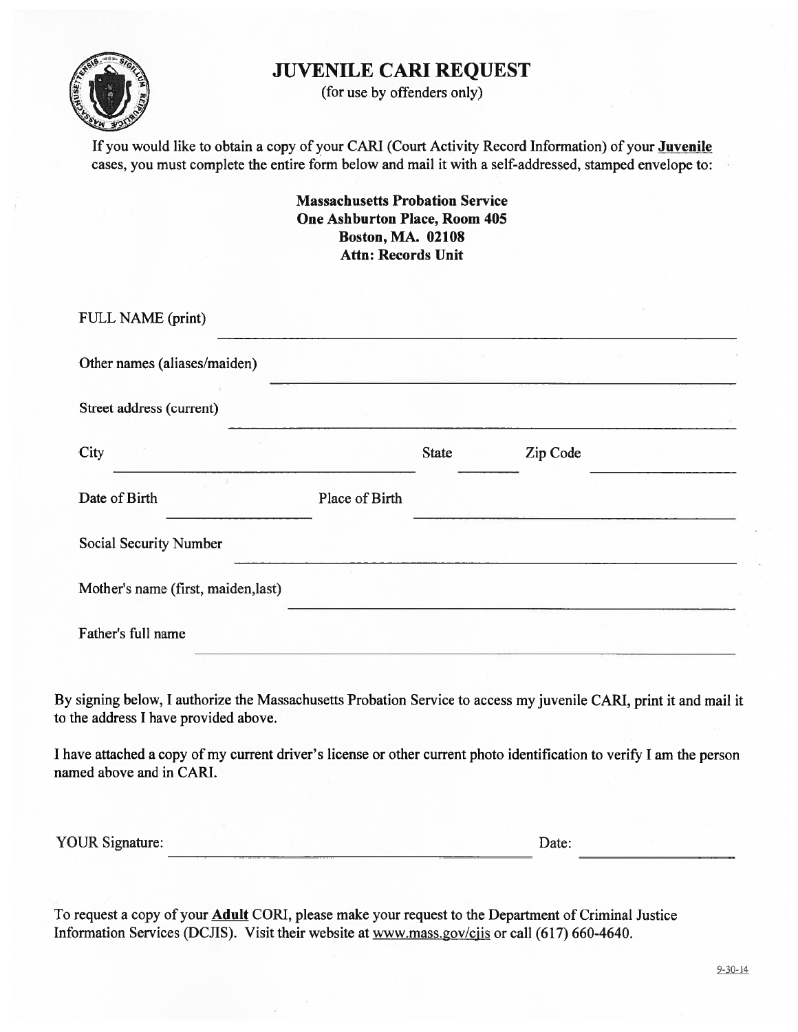# JUVENILE CARI REQUEST

(for use by offenders only)

If you would like to obtain a copy of your CARI (Court Activity Record Information) of your **Juvenile** cases, you must complete the entire form below and mail it with a self-addressed, stamped envelope to:

**Massachusetts Probation Service**
**One Ashburton Place, Room 405**
**Boston, MA. 02108**
**Attn: Records Unit**

FULL NAME (print) ______________________________

Other names (aliases/maiden) ______________________________

Street address (current) ______________________________

City ______________________ State ________ Zip Code ______________

Date of Birth ______________ Place of Birth ______________________

Social Security Number ______________________________

Mother's name (first, maiden,last) ______________________________

Father's full name ______________________________

By signing below, I authorize the Massachusetts Probation Service to access my juvenile CARI, print it and mail it to the address I have provided above.

I have attached a copy of my current driver's license or other current photo identification to verify I am the person named above and in CARI.

YOUR Signature: ______________________________ Date: ______________

To request a copy of your **Adult** CORI, please make your request to the Department of Criminal Justice Information Services (DCJIS). Visit their website at www.mass.gov/cjis or call (617) 660-4640.

9-30-14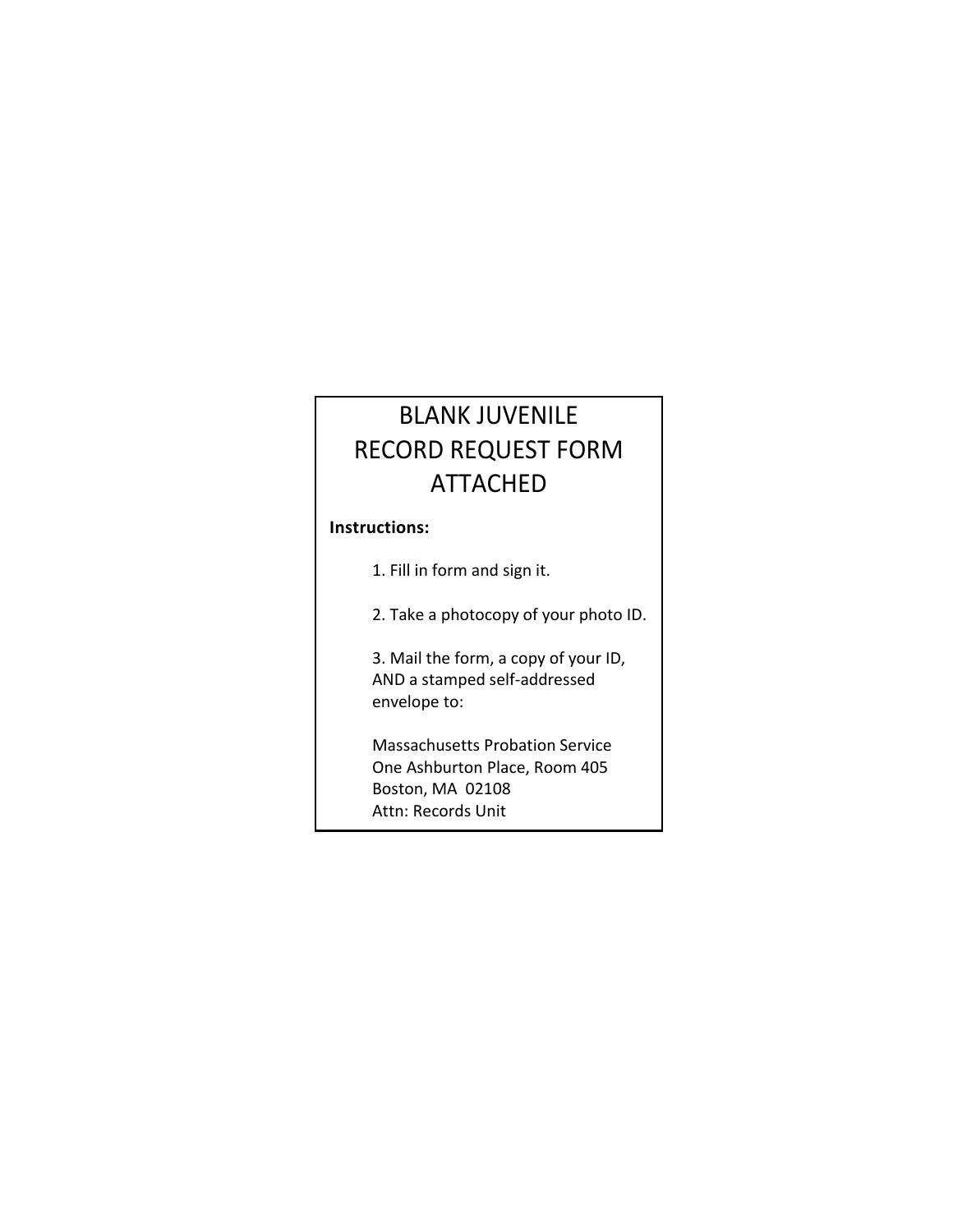# BLANK JUVENILE RECORD REQUEST FORM ATTACHED

**Instructions:**

1. Fill in form and sign it.

2. Take a photocopy of your photo ID.

3. Mail the form, a copy of your ID, AND a stamped self-addressed envelope to:

   Massachusetts Probation Service
   One Ashburton Place, Room 405
   Boston, MA 02108
   Attn: Records Unit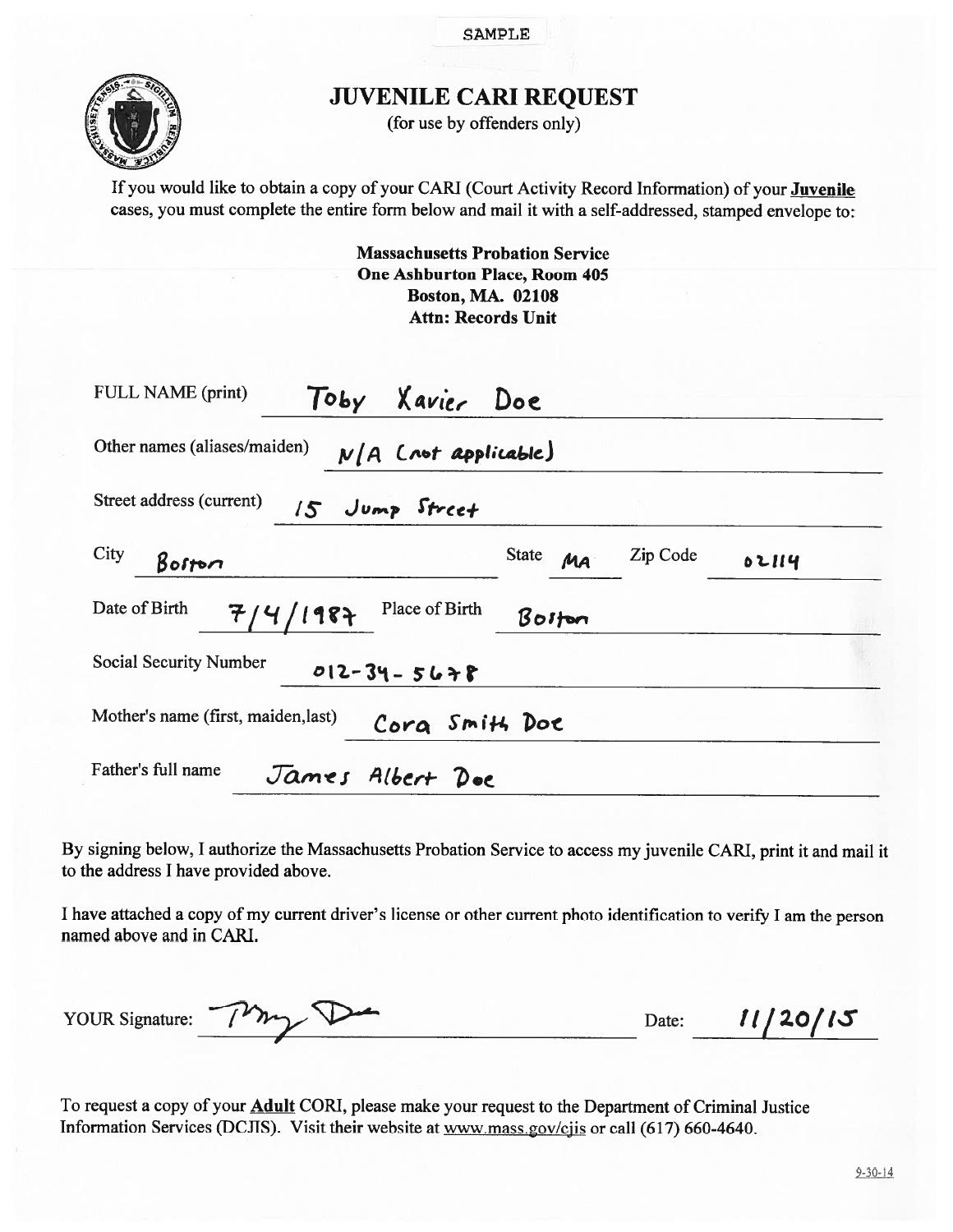SAMPLE

# JUVENILE CARI REQUEST

(for use by offenders only)

If you would like to obtain a copy of your CARI (Court Activity Record Information) of your **Juvenile** cases, you must complete the entire form below and mail it with a self-addressed, stamped envelope to:

**Massachusetts Probation Service**
**One Ashburton Place, Room 405**
**Boston, MA. 02108**
**Attn: Records Unit**

FULL NAME (print): Toby Xavier Doe

Other names (aliases/maiden): N/A (not applicable)

Street address (current): 15 Jump Street

City: Boston State: MA Zip Code: 02114

Date of Birth: 7/4/1987 Place of Birth: Boston

Social Security Number: 012-34-5678

Mother's name (first, maiden,last): Cora Smith Doe

Father's full name: James Albert Doe

By signing below, I authorize the Massachusetts Probation Service to access my juvenile CARI, print it and mail it to the address I have provided above.

I have attached a copy of my current driver's license or other current photo identification to verify I am the person named above and in CARI.

YOUR Signature: Tony Doe Date: 11/20/15

To request a copy of your **Adult** CORI, please make your request to the Department of Criminal Justice Information Services (DCJIS). Visit their website at www.mass.gov/cjis or call (617) 660-4640.

9-30-14